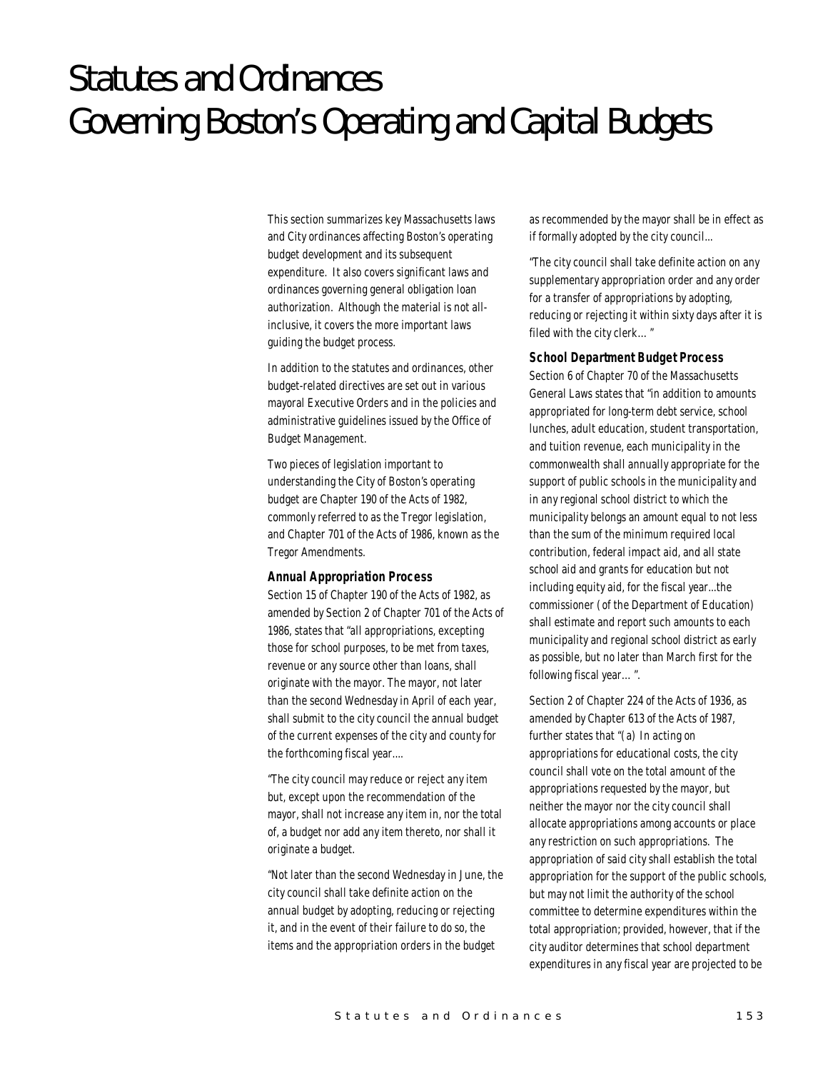# Statutes and Ordinances Governing Boston's Operating and Capital Budgets

This section summarizes key Massachusetts laws and City ordinances affecting Boston's operating budget development and its subsequent expenditure. It also covers significant laws and ordinances governing general obligation loan authorization. Although the material is not all-inclusive, it covers the more important laws guiding the budget process.

In addition to the statutes and ordinances, other budget-related directives are set out in various mayoral Executive Orders and in the policies and administrative guidelines issued by the Office of Budget Management.

Two pieces of legislation important to understanding the City of Boston's operating budget are Chapter 190 of the Acts of 1982, commonly referred to as the Tregor legislation, and Chapter 701 of the Acts of 1986, known as the Tregor Amendments.

### Annual Appropriation Process

Section 15 of Chapter 190 of the Acts of 1982, as amended by Section 2 of Chapter 701 of the Acts of 1986, states that "all appropriations, excepting those for school purposes, to be met from taxes, revenue or any source other than loans, shall originate with the mayor. The mayor, not later than the second Wednesday in April of each year, shall submit to the city council the annual budget of the current expenses of the city and county for the forthcoming fiscal year....

"The city council may reduce or reject any item but, except upon the recommendation of the mayor, shall not increase any item in, nor the total of, a budget nor add any item thereto, nor shall it originate a budget.

"Not later than the second Wednesday in June, the city council shall take definite action on the annual budget by adopting, reducing or rejecting it, and in the event of their failure to do so, the items and the appropriation orders in the budget as recommended by the mayor shall be in effect as if formally adopted by the city council...

"The city council shall take definite action on any supplementary appropriation order and any order for a transfer of appropriations by adopting, reducing or rejecting it within sixty days after it is filed with the city clerk... "

### School Department Budget Process

Section 6 of Chapter 70 of the Massachusetts General Laws states that "in addition to amounts appropriated for long-term debt service, school lunches, adult education, student transportation, and tuition revenue, each municipality in the commonwealth shall annually appropriate for the support of public schools in the municipality and in any regional school district to which the municipality belongs an amount equal to not less than the sum of the minimum required local contribution, federal impact aid, and all state school aid and grants for education but not including equity aid, for the fiscal year...the commissioner (of the Department of Education) shall estimate and report such amounts to each municipality and regional school district as early as possible, but no later than March first for the following fiscal year... ".

Section 2 of Chapter 224 of the Acts of 1936, as amended by Chapter 613 of the Acts of 1987, further states that "(a) In acting on appropriations for educational costs, the city council shall vote on the total amount of the appropriations requested by the mayor, but neither the mayor nor the city council shall allocate appropriations among accounts or place any restriction on such appropriations. The appropriation of said city shall establish the total appropriation for the support of the public schools, but may not limit the authority of the school committee to determine expenditures within the total appropriation; provided, however, that if the city auditor determines that school department expenditures in any fiscal year are projected to be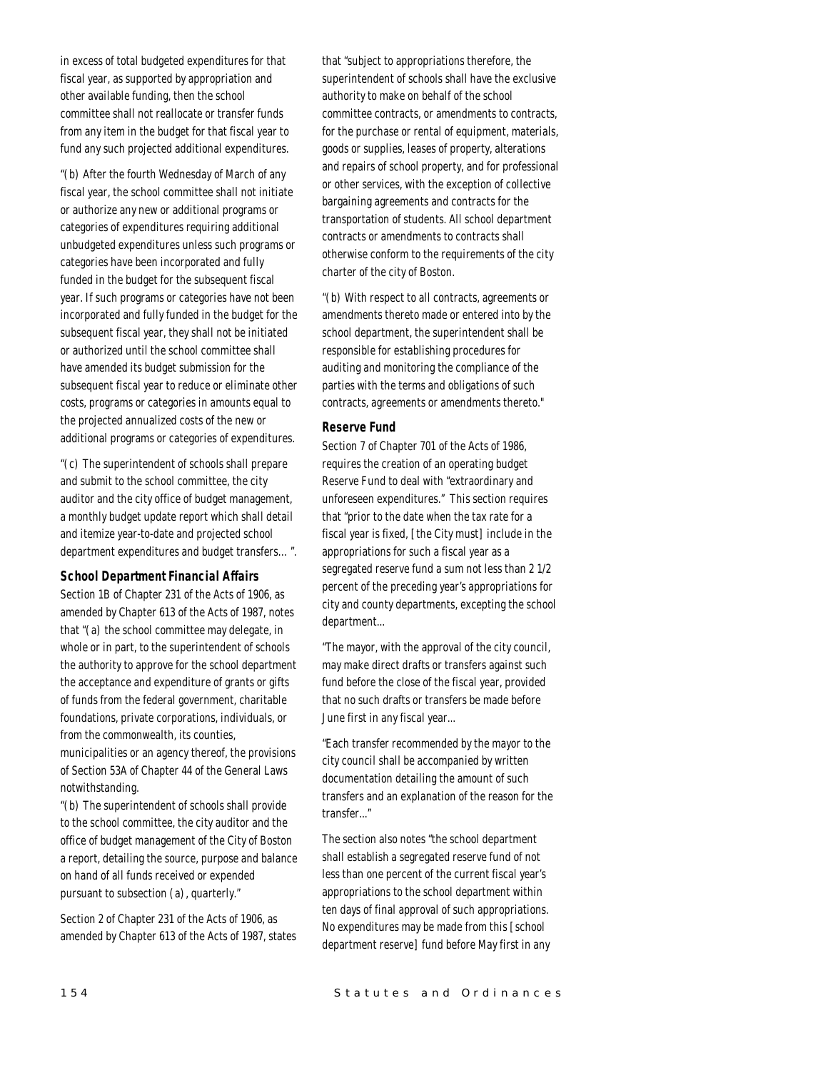in excess of total budgeted expenditures for that fiscal year, as supported by appropriation and other available funding, then the school committee shall not reallocate or transfer funds from any item in the budget for that fiscal year to fund any such projected additional expenditures.

"(b) After the fourth Wednesday of March of any fiscal year, the school committee shall not initiate or authorize any new or additional programs or categories of expenditures requiring additional unbudgeted expenditures unless such programs or categories have been incorporated and fully funded in the budget for the subsequent fiscal year. If such programs or categories have not been incorporated and fully funded in the budget for the subsequent fiscal year, they shall not be initiated or authorized until the school committee shall have amended its budget submission for the subsequent fiscal year to reduce or eliminate other costs, programs or categories in amounts equal to the projected annualized costs of the new or additional programs or categories of expenditures.

"(c) The superintendent of schools shall prepare and submit to the school committee, the city auditor and the city office of budget management, a monthly budget update report which shall detail and itemize year-to-date and projected school department expenditures and budget transfers… ".

### School Department Financial Affairs

Section 1B of Chapter 231 of the Acts of 1906, as amended by Chapter 613 of the Acts of 1987, notes that "(a) the school committee may delegate, in whole or in part, to the superintendent of schools the authority to approve for the school department the acceptance and expenditure of grants or gifts of funds from the federal government, charitable foundations, private corporations, individuals, or from the commonwealth, its counties, municipalities or an agency thereof, the provisions of Section 53A of Chapter 44 of the General Laws notwithstanding.

"(b) The superintendent of schools shall provide to the school committee, the city auditor and the office of budget management of the City of Boston a report, detailing the source, purpose and balance on hand of all funds received or expended pursuant to subsection (a), quarterly."

Section 2 of Chapter 231 of the Acts of 1906, as amended by Chapter 613 of the Acts of 1987, states that "subject to appropriations therefore, the superintendent of schools shall have the exclusive authority to make on behalf of the school committee contracts, or amendments to contracts, for the purchase or rental of equipment, materials, goods or supplies, leases of property, alterations and repairs of school property, and for professional or other services, with the exception of collective bargaining agreements and contracts for the transportation of students. All school department contracts or amendments to contracts shall otherwise conform to the requirements of the city charter of the city of Boston.

"(b) With respect to all contracts, agreements or amendments thereto made or entered into by the school department, the superintendent shall be responsible for establishing procedures for auditing and monitoring the compliance of the parties with the terms and obligations of such contracts, agreements or amendments thereto."

### Reserve Fund

Section 7 of Chapter 701 of the Acts of 1986, requires the creation of an operating budget Reserve Fund to deal with "extraordinary and unforeseen expenditures." This section requires that "prior to the date when the tax rate for a fiscal year is fixed, [the City must] include in the appropriations for such a fiscal year as a segregated reserve fund a sum not less than 2 1/2 percent of the preceding year's appropriations for city and county departments, excepting the school department...

"The mayor, with the approval of the city council, may make direct drafts or transfers against such fund before the close of the fiscal year, provided that no such drafts or transfers be made before June first in any fiscal year...

"Each transfer recommended by the mayor to the city council shall be accompanied by written documentation detailing the amount of such transfers and an explanation of the reason for the transfer..."

The section also notes "the school department shall establish a segregated reserve fund of not less than one percent of the current fiscal year's appropriations to the school department within ten days of final approval of such appropriations. No expenditures may be made from this [school department reserve] fund before May first in any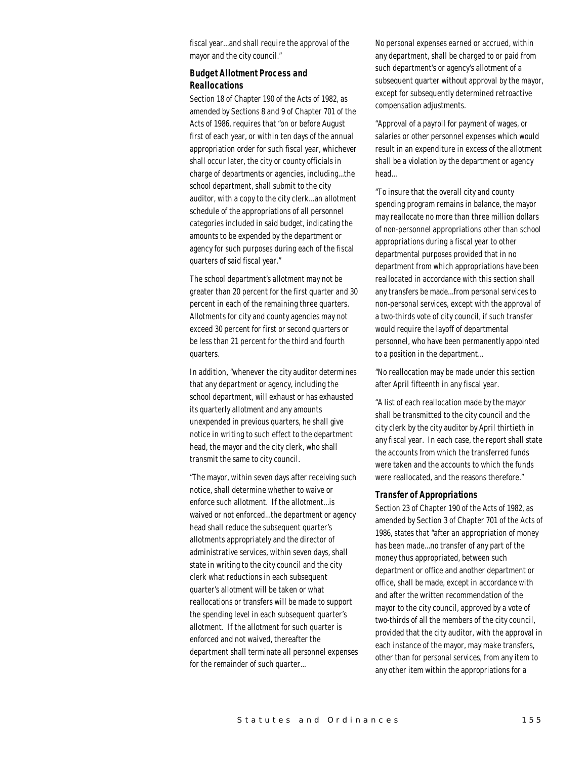fiscal year...and shall require the approval of the mayor and the city council."

### Budget Allotment Process and Reallocations

Section 18 of Chapter 190 of the Acts of 1982, as amended by Sections 8 and 9 of Chapter 701 of the Acts of 1986, requires that "on or before August first of each year, or within ten days of the annual appropriation order for such fiscal year, whichever shall occur later, the city or county officials in charge of departments or agencies, including...the school department, shall submit to the city auditor, with a copy to the city clerk...an allotment schedule of the appropriations of all personnel categories included in said budget, indicating the amounts to be expended by the department or agency for such purposes during each of the fiscal quarters of said fiscal year."

The school department's allotment may not be greater than 20 percent for the first quarter and 30 percent in each of the remaining three quarters. Allotments for city and county agencies may not exceed 30 percent for first or second quarters or be less than 21 percent for the third and fourth quarters.

In addition, "whenever the city auditor determines that any department or agency, including the school department, will exhaust or has exhausted its quarterly allotment and any amounts unexpended in previous quarters, he shall give notice in writing to such effect to the department head, the mayor and the city clerk, who shall transmit the same to city council.

"The mayor, within seven days after receiving such notice, shall determine whether to waive or enforce such allotment. If the allotment...is waived or not enforced...the department or agency head shall reduce the subsequent quarter's allotments appropriately and the director of administrative services, within seven days, shall state in writing to the city council and the city clerk what reductions in each subsequent quarter's allotment will be taken or what reallocations or transfers will be made to support the spending level in each subsequent quarter's allotment. If the allotment for such quarter is enforced and not waived, thereafter the department shall terminate all personnel expenses for the remainder of such quarter...

No personal expenses earned or accrued, within any department, shall be charged to or paid from such department's or agency's allotment of a subsequent quarter without approval by the mayor, except for subsequently determined retroactive compensation adjustments.

"Approval of a payroll for payment of wages, or salaries or other personnel expenses which would result in an expenditure in excess of the allotment shall be a violation by the department or agency head...

"To insure that the overall city and county spending program remains in balance, the mayor may reallocate no more than three million dollars of non-personnel appropriations other than school appropriations during a fiscal year to other departmental purposes provided that in no department from which appropriations have been reallocated in accordance with this section shall any transfers be made...from personal services to non-personal services, except with the approval of a two-thirds vote of city council, if such transfer would require the layoff of departmental personnel, who have been permanently appointed to a position in the department...

"No reallocation may be made under this section after April fifteenth in any fiscal year.

"A list of each reallocation made by the mayor shall be transmitted to the city council and the city clerk by the city auditor by April thirtieth in any fiscal year. In each case, the report shall state the accounts from which the transferred funds were taken and the accounts to which the funds were reallocated, and the reasons therefore."

### Transfer of Appropriations

Section 23 of Chapter 190 of the Acts of 1982, as amended by Section 3 of Chapter 701 of the Acts of 1986, states that "after an appropriation of money has been made...no transfer of any part of the money thus appropriated, between such department or office and another department or office, shall be made, except in accordance with and after the written recommendation of the mayor to the city council, approved by a vote of two-thirds of all the members of the city council, provided that the city auditor, with the approval in each instance of the mayor, may make transfers, other than for personal services, from any item to any other item within the appropriations for a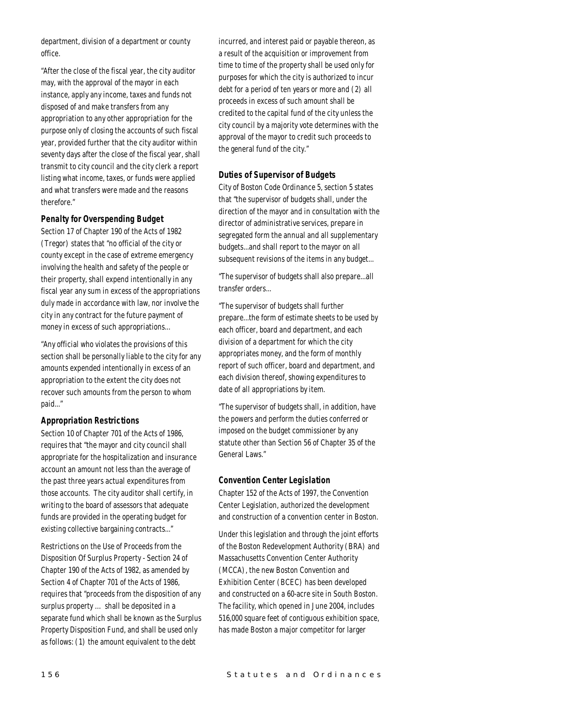department, division of a department or county office.

"After the close of the fiscal year, the city auditor may, with the approval of the mayor in each instance, apply any income, taxes and funds not disposed of and make transfers from any appropriation to any other appropriation for the purpose only of closing the accounts of such fiscal year, provided further that the city auditor within seventy days after the close of the fiscal year, shall transmit to city council and the city clerk a report listing what income, taxes, or funds were applied and what transfers were made and the reasons therefore."

### Penalty for Overspending Budget

Section 17 of Chapter 190 of the Acts of 1982 (Tregor) states that "no official of the city or county except in the case of extreme emergency involving the health and safety of the people or their property, shall expend intentionally in any fiscal year any sum in excess of the appropriations duly made in accordance with law, nor involve the city in any contract for the future payment of money in excess of such appropriations...

"Any official who violates the provisions of this section shall be personally liable to the city for any amounts expended intentionally in excess of an appropriation to the extent the city does not recover such amounts from the person to whom paid..."

### Appropriation Restrictions

Section 10 of Chapter 701 of the Acts of 1986, requires that "the mayor and city council shall appropriate for the hospitalization and insurance account an amount not less than the average of the past three years actual expenditures from those accounts. The city auditor shall certify, in writing to the board of assessors that adequate funds are provided in the operating budget for existing collective bargaining contracts..."

Restrictions on the Use of Proceeds from the Disposition Of Surplus Property - Section 24 of Chapter 190 of the Acts of 1982, as amended by Section 4 of Chapter 701 of the Acts of 1986, requires that "proceeds from the disposition of any surplus property ... shall be deposited in a separate fund which shall be known as the Surplus Property Disposition Fund, and shall be used only as follows: (1) the amount equivalent to the debt incurred, and interest paid or payable thereon, as a result of the acquisition or improvement from time to time of the property shall be used only for purposes for which the city is authorized to incur debt for a period of ten years or more and (2) all proceeds in excess of such amount shall be credited to the capital fund of the city unless the city council by a majority vote determines with the approval of the mayor to credit such proceeds to the general fund of the city."

### Duties of Supervisor of Budgets

City of Boston Code Ordinance 5, section 5 states that "the supervisor of budgets shall, under the direction of the mayor and in consultation with the director of administrative services, prepare in segregated form the annual and all supplementary budgets...and shall report to the mayor on all subsequent revisions of the items in any budget...

"The supervisor of budgets shall also prepare...all transfer orders...

"The supervisor of budgets shall further prepare...the form of estimate sheets to be used by each officer, board and department, and each division of a department for which the city appropriates money, and the form of monthly report of such officer, board and department, and each division thereof, showing expenditures to date of all appropriations by item.

"The supervisor of budgets shall, in addition, have the powers and perform the duties conferred or imposed on the budget commissioner by any statute other than Section 56 of Chapter 35 of the General Laws."

### Convention Center Legislation

Chapter 152 of the Acts of 1997, the Convention Center Legislation, authorized the development and construction of a convention center in Boston.

Under this legislation and through the joint efforts of the Boston Redevelopment Authority (BRA) and Massachusetts Convention Center Authority (MCCA), the new Boston Convention and Exhibition Center (BCEC) has been developed and constructed on a 60-acre site in South Boston. The facility, which opened in June 2004, includes 516,000 square feet of contiguous exhibition space, has made Boston a major competitor for larger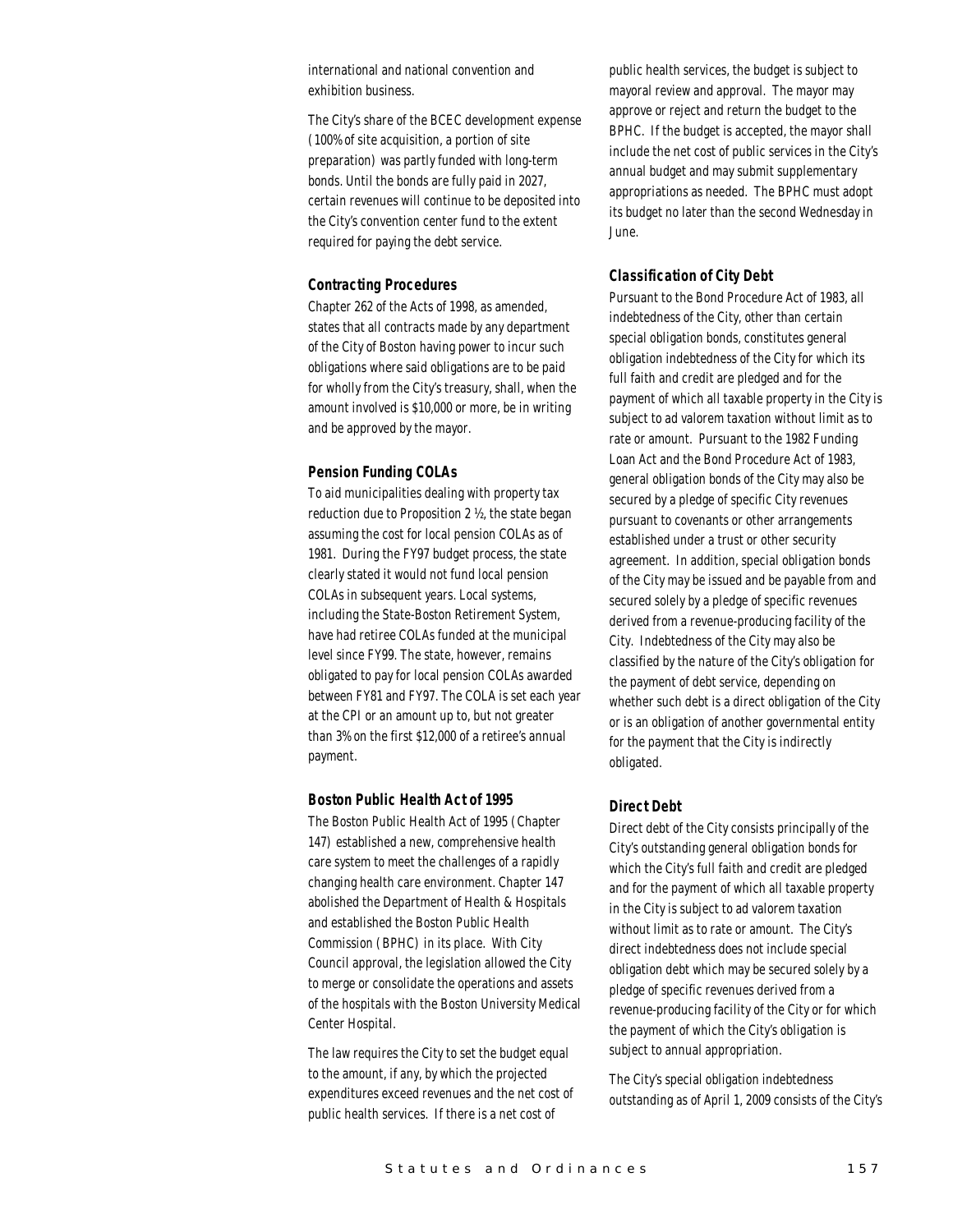international and national convention and exhibition business.

The City's share of the BCEC development expense (100% of site acquisition, a portion of site preparation) was partly funded with long-term bonds. Until the bonds are fully paid in 2027, certain revenues will continue to be deposited into the City's convention center fund to the extent required for paying the debt service.

### Contracting Procedures

Chapter 262 of the Acts of 1998, as amended, states that all contracts made by any department of the City of Boston having power to incur such obligations where said obligations are to be paid for wholly from the City's treasury, shall, when the amount involved is $10,000 or more, be in writing and be approved by the mayor.

### Pension Funding COLAs

To aid municipalities dealing with property tax reduction due to Proposition 2 ½, the state began assuming the cost for local pension COLAs as of 1981. During the FY97 budget process, the state clearly stated it would not fund local pension COLAs in subsequent years. Local systems, including the State-Boston Retirement System, have had retiree COLAs funded at the municipal level since FY99. The state, however, remains obligated to pay for local pension COLAs awarded between FY81 and FY97. The COLA is set each year at the CPI or an amount up to, but not greater than 3% on the first $12,000 of a retiree's annual payment.

### Boston Public Health Act of 1995

The Boston Public Health Act of 1995 (Chapter 147) established a new, comprehensive health care system to meet the challenges of a rapidly changing health care environment. Chapter 147 abolished the Department of Health & Hospitals and established the Boston Public Health Commission (BPHC) in its place. With City Council approval, the legislation allowed the City to merge or consolidate the operations and assets of the hospitals with the Boston University Medical Center Hospital.

The law requires the City to set the budget equal to the amount, if any, by which the projected expenditures exceed revenues and the net cost of public health services. If there is a net cost of public health services, the budget is subject to mayoral review and approval. The mayor may approve or reject and return the budget to the BPHC. If the budget is accepted, the mayor shall include the net cost of public services in the City's annual budget and may submit supplementary appropriations as needed. The BPHC must adopt its budget no later than the second Wednesday in June.

### Classification of City Debt

Pursuant to the Bond Procedure Act of 1983, all indebtedness of the City, other than certain special obligation bonds, constitutes general obligation indebtedness of the City for which its full faith and credit are pledged and for the payment of which all taxable property in the City is subject to ad valorem taxation without limit as to rate or amount. Pursuant to the 1982 Funding Loan Act and the Bond Procedure Act of 1983, general obligation bonds of the City may also be secured by a pledge of specific City revenues pursuant to covenants or other arrangements established under a trust or other security agreement. In addition, special obligation bonds of the City may be issued and be payable from and secured solely by a pledge of specific revenues derived from a revenue-producing facility of the City. Indebtedness of the City may also be classified by the nature of the City's obligation for the payment of debt service, depending on whether such debt is a direct obligation of the City or is an obligation of another governmental entity for the payment that the City is indirectly obligated.

### Direct Debt

Direct debt of the City consists principally of the City's outstanding general obligation bonds for which the City's full faith and credit are pledged and for the payment of which all taxable property in the City is subject to ad valorem taxation without limit as to rate or amount. The City's direct indebtedness does not include special obligation debt which may be secured solely by a pledge of specific revenues derived from a revenue-producing facility of the City or for which the payment of which the City's obligation is subject to annual appropriation.

The City's special obligation indebtedness outstanding as of April 1, 2009 consists of the City's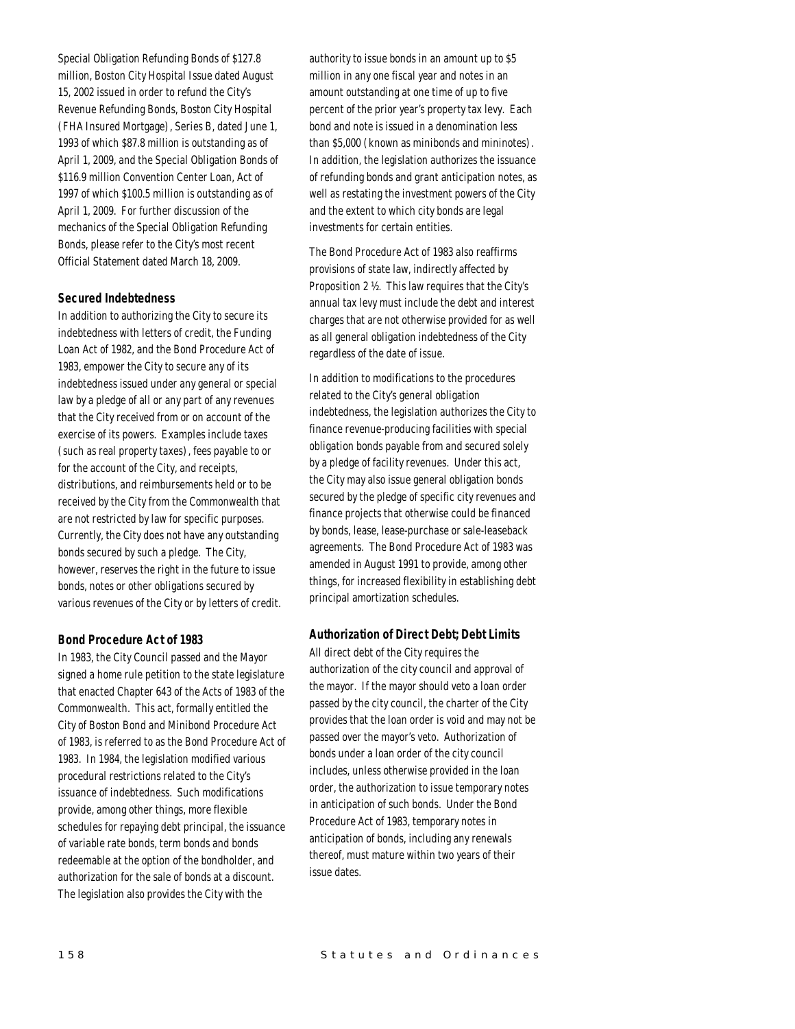Special Obligation Refunding Bonds of $127.8 million, Boston City Hospital Issue dated August 15, 2002 issued in order to refund the City's Revenue Refunding Bonds, Boston City Hospital (FHA Insured Mortgage), Series B, dated June 1, 1993 of which $87.8 million is outstanding as of April 1, 2009, and the Special Obligation Bonds of $116.9 million Convention Center Loan, Act of 1997 of which $100.5 million is outstanding as of April 1, 2009. For further discussion of the mechanics of the Special Obligation Refunding Bonds, please refer to the City's most recent Official Statement dated March 18, 2009.

### Secured Indebtedness

In addition to authorizing the City to secure its indebtedness with letters of credit, the Funding Loan Act of 1982, and the Bond Procedure Act of 1983, empower the City to secure any of its indebtedness issued under any general or special law by a pledge of all or any part of any revenues that the City received from or on account of the exercise of its powers. Examples include taxes (such as real property taxes), fees payable to or for the account of the City, and receipts, distributions, and reimbursements held or to be received by the City from the Commonwealth that are not restricted by law for specific purposes. Currently, the City does not have any outstanding bonds secured by such a pledge. The City, however, reserves the right in the future to issue bonds, notes or other obligations secured by various revenues of the City or by letters of credit.

### Bond Procedure Act of 1983

In 1983, the City Council passed and the Mayor signed a home rule petition to the state legislature that enacted Chapter 643 of the Acts of 1983 of the Commonwealth. This act, formally entitled the City of Boston Bond and Minibond Procedure Act of 1983, is referred to as the Bond Procedure Act of 1983. In 1984, the legislation modified various procedural restrictions related to the City's issuance of indebtedness. Such modifications provide, among other things, more flexible schedules for repaying debt principal, the issuance of variable rate bonds, term bonds and bonds redeemable at the option of the bondholder, and authorization for the sale of bonds at a discount. The legislation also provides the City with the authority to issue bonds in an amount up to $5 million in any one fiscal year and notes in an amount outstanding at one time of up to five percent of the prior year's property tax levy. Each bond and note is issued in a denomination less than $5,000 (known as minibonds and mininotes). In addition, the legislation authorizes the issuance of refunding bonds and grant anticipation notes, as well as restating the investment powers of the City and the extent to which city bonds are legal investments for certain entities.

The Bond Procedure Act of 1983 also reaffirms provisions of state law, indirectly affected by Proposition 2 ½. This law requires that the City's annual tax levy must include the debt and interest charges that are not otherwise provided for as well as all general obligation indebtedness of the City regardless of the date of issue.

In addition to modifications to the procedures related to the City's general obligation indebtedness, the legislation authorizes the City to finance revenue-producing facilities with special obligation bonds payable from and secured solely by a pledge of facility revenues. Under this act, the City may also issue general obligation bonds secured by the pledge of specific city revenues and finance projects that otherwise could be financed by bonds, lease, lease-purchase or sale-leaseback agreements. The Bond Procedure Act of 1983 was amended in August 1991 to provide, among other things, for increased flexibility in establishing debt principal amortization schedules.

### Authorization of Direct Debt; Debt Limits

All direct debt of the City requires the authorization of the city council and approval of the mayor. If the mayor should veto a loan order passed by the city council, the charter of the City provides that the loan order is void and may not be passed over the mayor's veto. Authorization of bonds under a loan order of the city council includes, unless otherwise provided in the loan order, the authorization to issue temporary notes in anticipation of such bonds. Under the Bond Procedure Act of 1983, temporary notes in anticipation of bonds, including any renewals thereof, must mature within two years of their issue dates.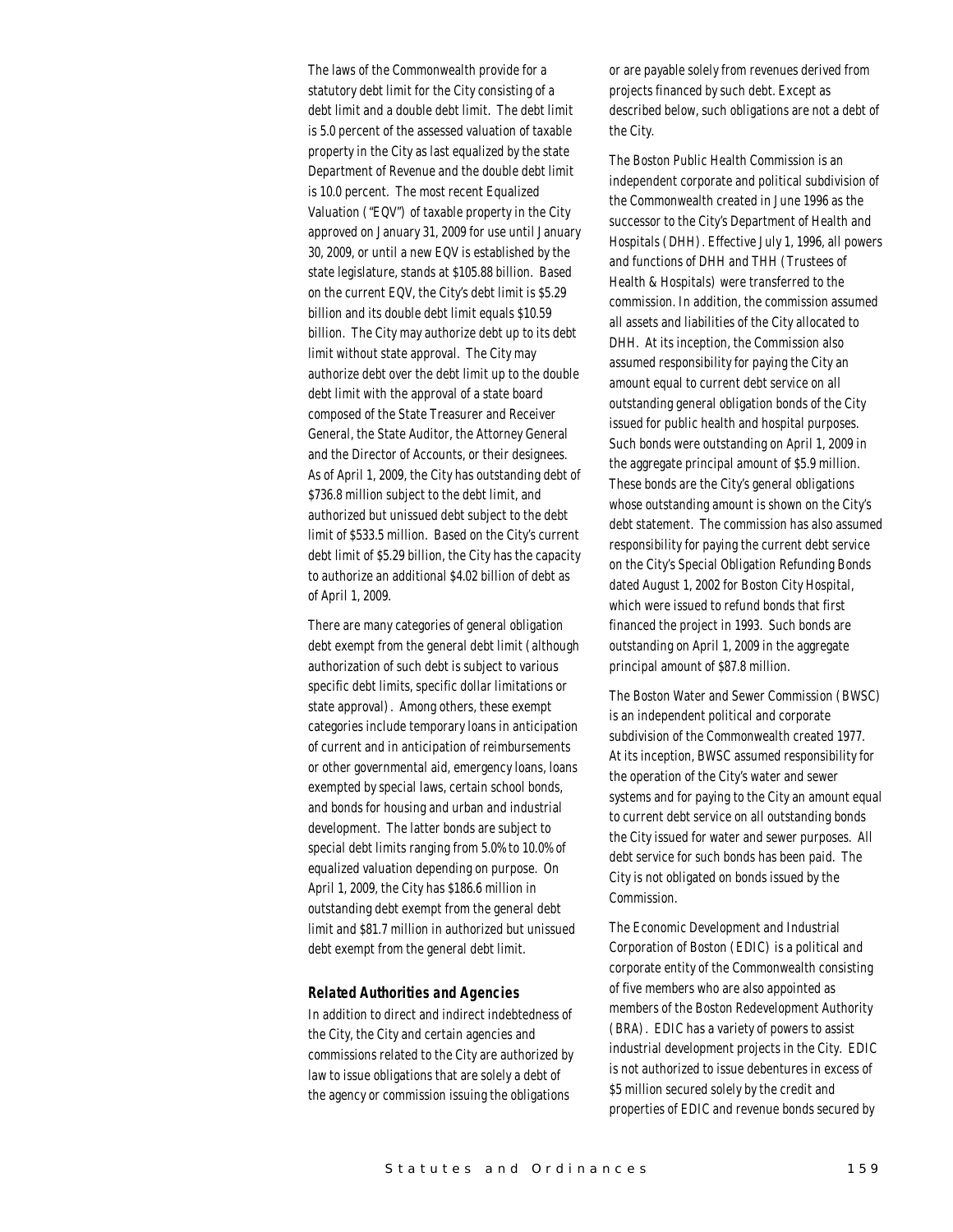The laws of the Commonwealth provide for a statutory debt limit for the City consisting of a debt limit and a double debt limit. The debt limit is 5.0 percent of the assessed valuation of taxable property in the City as last equalized by the state Department of Revenue and the double debt limit is 10.0 percent. The most recent Equalized Valuation ("EQV") of taxable property in the City approved on January 31, 2009 for use until January 30, 2009, or until a new EQV is established by the state legislature, stands at $105.88 billion. Based on the current EQV, the City's debt limit is $5.29 billion and its double debt limit equals $10.59 billion. The City may authorize debt up to its debt limit without state approval. The City may authorize debt over the debt limit up to the double debt limit with the approval of a state board composed of the State Treasurer and Receiver General, the State Auditor, the Attorney General and the Director of Accounts, or their designees. As of April 1, 2009, the City has outstanding debt of $736.8 million subject to the debt limit, and authorized but unissued debt subject to the debt limit of $533.5 million. Based on the City's current debt limit of $5.29 billion, the City has the capacity to authorize an additional $4.02 billion of debt as of April 1, 2009.

There are many categories of general obligation debt exempt from the general debt limit (although authorization of such debt is subject to various specific debt limits, specific dollar limitations or state approval). Among others, these exempt categories include temporary loans in anticipation of current and in anticipation of reimbursements or other governmental aid, emergency loans, loans exempted by special laws, certain school bonds, and bonds for housing and urban and industrial development. The latter bonds are subject to special debt limits ranging from 5.0% to 10.0% of equalized valuation depending on purpose. On April 1, 2009, the City has $186.6 million in outstanding debt exempt from the general debt limit and $81.7 million in authorized but unissued debt exempt from the general debt limit.

### Related Authorities and Agencies

In addition to direct and indirect indebtedness of the City, the City and certain agencies and commissions related to the City are authorized by law to issue obligations that are solely a debt of the agency or commission issuing the obligations or are payable solely from revenues derived from projects financed by such debt. Except as described below, such obligations are not a debt of the City.

The Boston Public Health Commission is an independent corporate and political subdivision of the Commonwealth created in June 1996 as the successor to the City's Department of Health and Hospitals (DHH). Effective July 1, 1996, all powers and functions of DHH and THH (Trustees of Health & Hospitals) were transferred to the commission. In addition, the commission assumed all assets and liabilities of the City allocated to DHH. At its inception, the Commission also assumed responsibility for paying the City an amount equal to current debt service on all outstanding general obligation bonds of the City issued for public health and hospital purposes. Such bonds were outstanding on April 1, 2009 in the aggregate principal amount of $5.9 million. These bonds are the City's general obligations whose outstanding amount is shown on the City's debt statement. The commission has also assumed responsibility for paying the current debt service on the City's Special Obligation Refunding Bonds dated August 1, 2002 for Boston City Hospital, which were issued to refund bonds that first financed the project in 1993. Such bonds are outstanding on April 1, 2009 in the aggregate principal amount of $87.8 million.

The Boston Water and Sewer Commission (BWSC) is an independent political and corporate subdivision of the Commonwealth created 1977. At its inception, BWSC assumed responsibility for the operation of the City's water and sewer systems and for paying to the City an amount equal to current debt service on all outstanding bonds the City issued for water and sewer purposes. All debt service for such bonds has been paid. The City is not obligated on bonds issued by the Commission.

The Economic Development and Industrial Corporation of Boston (EDIC) is a political and corporate entity of the Commonwealth consisting of five members who are also appointed as members of the Boston Redevelopment Authority (BRA). EDIC has a variety of powers to assist industrial development projects in the City. EDIC is not authorized to issue debentures in excess of $5 million secured solely by the credit and properties of EDIC and revenue bonds secured by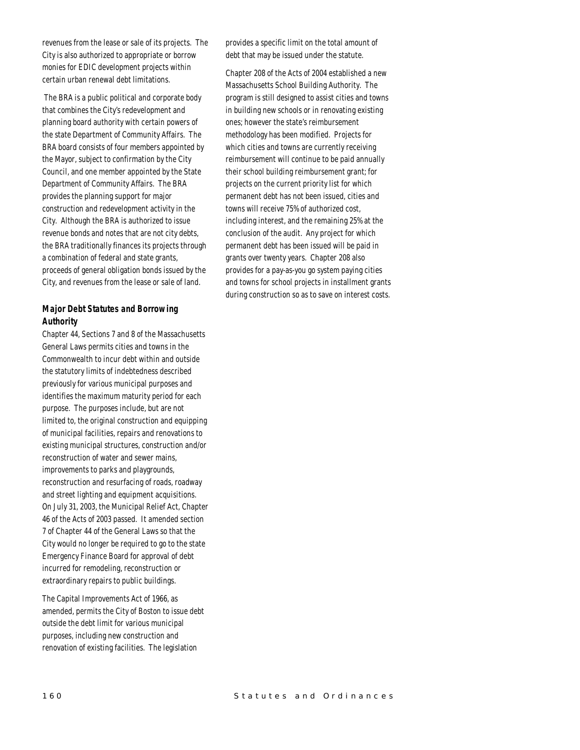revenues from the lease or sale of its projects. The City is also authorized to appropriate or borrow monies for EDIC development projects within certain urban renewal debt limitations.

The BRA is a public political and corporate body that combines the City's redevelopment and planning board authority with certain powers of the state Department of Community Affairs. The BRA board consists of four members appointed by the Mayor, subject to confirmation by the City Council, and one member appointed by the State Department of Community Affairs. The BRA provides the planning support for major construction and redevelopment activity in the City. Although the BRA is authorized to issue revenue bonds and notes that are not city debts, the BRA traditionally finances its projects through a combination of federal and state grants, proceeds of general obligation bonds issued by the City, and revenues from the lease or sale of land.

### Major Debt Statutes and Borrowing Authority

Chapter 44, Sections 7 and 8 of the Massachusetts General Laws permits cities and towns in the Commonwealth to incur debt within and outside the statutory limits of indebtedness described previously for various municipal purposes and identifies the maximum maturity period for each purpose. The purposes include, but are not limited to, the original construction and equipping of municipal facilities, repairs and renovations to existing municipal structures, construction and/or reconstruction of water and sewer mains, improvements to parks and playgrounds, reconstruction and resurfacing of roads, roadway and street lighting and equipment acquisitions. On July 31, 2003, the Municipal Relief Act, Chapter 46 of the Acts of 2003 passed. It amended section 7 of Chapter 44 of the General Laws so that the City would no longer be required to go to the state Emergency Finance Board for approval of debt incurred for remodeling, reconstruction or extraordinary repairs to public buildings.

The Capital Improvements Act of 1966, as amended, permits the City of Boston to issue debt outside the debt limit for various municipal purposes, including new construction and renovation of existing facilities. The legislation provides a specific limit on the total amount of debt that may be issued under the statute.

Chapter 208 of the Acts of 2004 established a new Massachusetts School Building Authority. The program is still designed to assist cities and towns in building new schools or in renovating existing ones; however the state's reimbursement methodology has been modified. Projects for which cities and towns are currently receiving reimbursement will continue to be paid annually their school building reimbursement grant; for projects on the current priority list for which permanent debt has not been issued, cities and towns will receive 75% of authorized cost, including interest, and the remaining 25% at the conclusion of the audit. Any project for which permanent debt has been issued will be paid in grants over twenty years. Chapter 208 also provides for a pay-as-you go system paying cities and towns for school projects in installment grants during construction so as to save on interest costs.